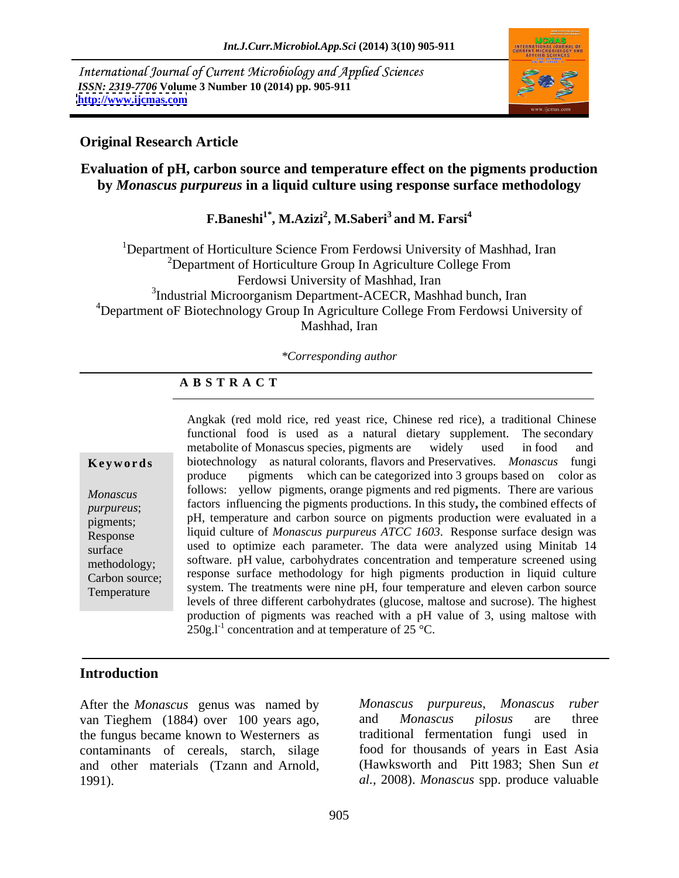International Journal of Current Microbiology and Applied Sciences
*ISSN: 2319-7706* **Volume 3 Number 10 (2014) pp. 905-911**
**http://www.ijcmas.com**

**Original Research Article**

# Evaluation of pH, carbon source and temperature effect on the pigments production by *Monascus purpureus* in a liquid culture using response surface methodology

**F.Baneshi[1*], M.Azizi[2], M.Saberi[3] and M. Farsi[4]**

[1]Department of Horticulture Science From Ferdowsi University of Mashhad, Iran
[2]Department of Horticulture Group In Agriculture College From Ferdowsi University of Mashhad, Iran
[3]Industrial Microorganism Department-ACECR, Mashhad bunch, Iran
[4]Department oF Biotechnology Group In Agriculture College From Ferdowsi University of Mashhad, Iran

*\*Corresponding author*

## A B S T R A C T

**Keywords**

*Monascus purpureus*; pigments; Response surface methodology; Carbon source; Temperature

Angkak (red mold rice, red yeast rice, Chinese red rice), a traditional Chinese functional food is used as a natural dietary supplement. The secondary metabolite of Monascus species, pigments are widely used in food and biotechnology as natural colorants, flavors and Preservatives. *Monascus* fungi produce pigments which can be categorized into 3 groups based on color as follows: yellow pigments, orange pigments and red pigments. There are various factors influencing the pigments productions. In this study**,** the combined effects of pH, temperature and carbon source on pigments production were evaluated in a liquid culture of *Monascus purpureus ATCC 1603*. Response surface design was used to optimize each parameter. The data were analyzed using Minitab 14 software. pH value, carbohydrates concentration and temperature screened using response surface methodology for high pigments production in liquid culture system. The treatments were nine pH, four temperature and eleven carbon source levels of three different carbohydrates (glucose, maltose and sucrose). The highest production of pigments was reached with a pH value of 3, using maltose with $250 g.l^{-1}$ concentration and at temperature of 25 °C.

## Introduction

After the *Monascus* genus was named by van Tieghem (1884) over 100 years ago, the fungus became known to Westerners as contaminants of cereals, starch, silage and other materials (Tzann and Arnold, 1991).

*Monascus purpureus*, *Monascus ruber* and *Monascus pilosus* are three traditional fermentation fungi used in food for thousands of years in East Asia (Hawksworth and Pitt 1983; Shen Sun *et al.,* 2008). *Monascus* spp. produce valuable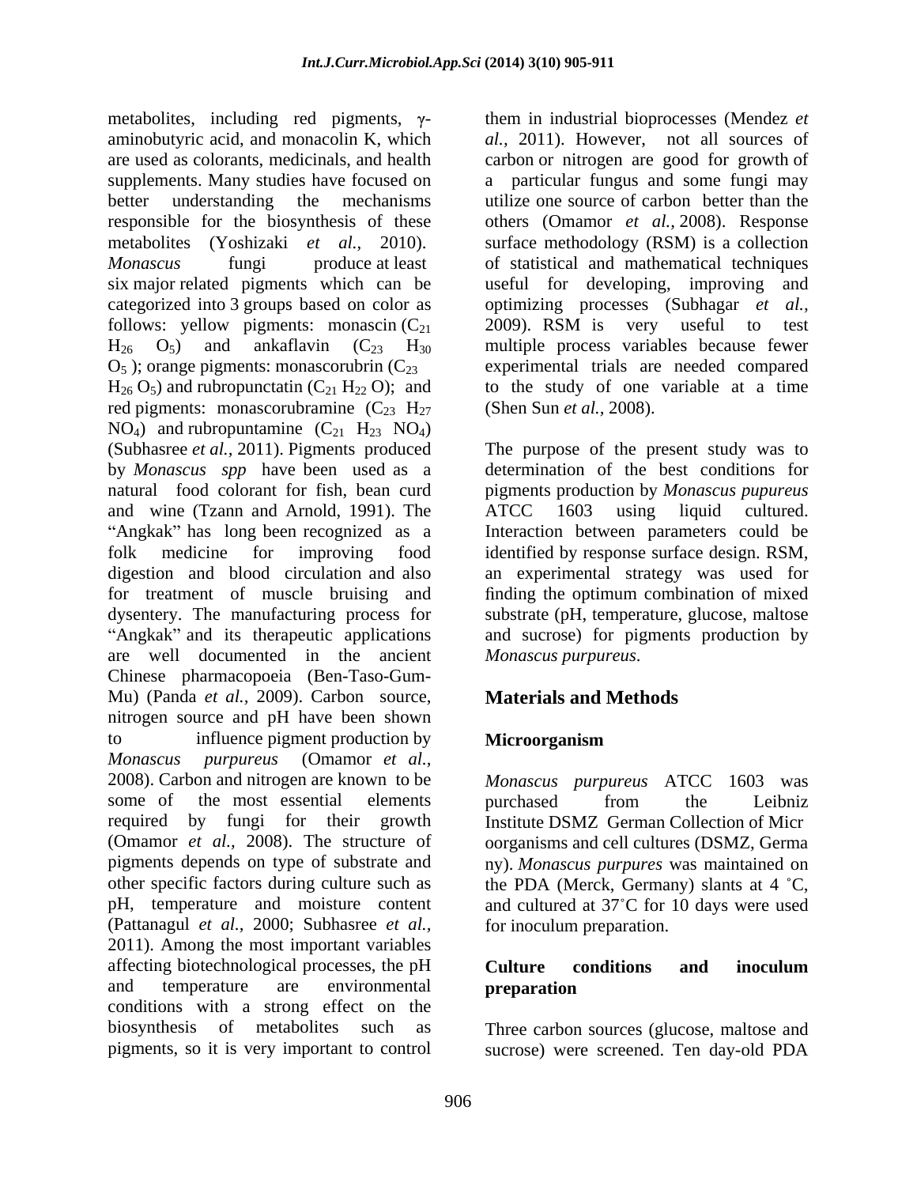metabolites, including red pigments, γ-aminobutyric acid, and monacolin K, which are used as colorants, medicinals, and health supplements. Many studies have focused on better understanding the mechanisms responsible for the biosynthesis of these metabolites (Yoshizaki *et al.,* 2010). *Monascus* fungi produce at least six major related pigments which can be categorized into 3 groups based on color as follows: yellow pigments: monascin ($C_{21}$ $H_{26}$ $O_5$) and ankaflavin ($C_{23}$ $H_{30}$ $O_5$ ); orange pigments: monascorubrin ($C_{23}$ $H_{26}$ $O_5$) and rubropunctatin ($C_{21}$ $H_{22}$ O); and red pigments: monascorubramine ($C_{23}$ $H_{27}$ $NO_4$) and rubropuntamine ($C_{21}$ $H_{23}$ $NO_4$) (Subhasree *et al.,* 2011). Pigments produced by *Monascus spp* have been used as a natural food colorant for fish, bean curd and wine (Tzann and Arnold, 1991). The "Angkak" has long been recognized as a folk medicine for improving food digestion and blood circulation and also for treatment of muscle bruising and dysentery. The manufacturing process for "Angkak" and its therapeutic applications are well documented in the ancient Chinese pharmacopoeia (Ben-Taso-Gum-Mu) (Panda *et al.,* 2009). Carbon source, nitrogen source and pH have been shown to influence pigment production by *Monascus purpureus* (Omamor *et al.,* 2008). Carbon and nitrogen are known to be some of the most essential elements required by fungi for their growth (Omamor *et al.,* 2008). The structure of pigments depends on type of substrate and other specific factors during culture such as pH, temperature and moisture content (Pattanagul *et al.,* 2000; Subhasree *et al.,* 2011). Among the most important variables affecting biotechnological processes, the pH and temperature are environmental conditions with a strong effect on the biosynthesis of metabolites such as pigments, so it is very important to control them in industrial bioprocesses (Mendez *et al.,* 2011). However, not all sources of carbon or nitrogen are good for growth of a particular fungus and some fungi may utilize one source of carbon better than the others (Omamor *et al.,* 2008). Response surface methodology (RSM) is a collection of statistical and mathematical techniques useful for developing, improving and optimizing processes (Subhagar *et al.,* 2009). RSM is very useful to test multiple process variables because fewer experimental trials are needed compared to the study of one variable at a time (Shen Sun *et al.,* 2008).

The purpose of the present study was to determination of the best conditions for pigments production by *Monascus pupureus* ATCC 1603 using liquid cultured. Interaction between parameters could be identified by response surface design. RSM, an experimental strategy was used for finding the optimum combination of mixed substrate (pH, temperature, glucose, maltose and sucrose) for pigments production by *Monascus purpureus*.

## Materials and Methods

### Microorganism

*Monascus purpureus* ATCC 1603 was purchased from the Leibniz Institute DSMZ German Collection of Micr oorganisms and cell cultures (DSMZ, Germa ny). *Monascus purpures* was maintained on the PDA (Merck, Germany) slants at 4 ˚C, and cultured at 37˚C for 10 days were used for inoculum preparation.

### Culture conditions and inoculum preparation

Three carbon sources (glucose, maltose and sucrose) were screened. Ten day-old PDA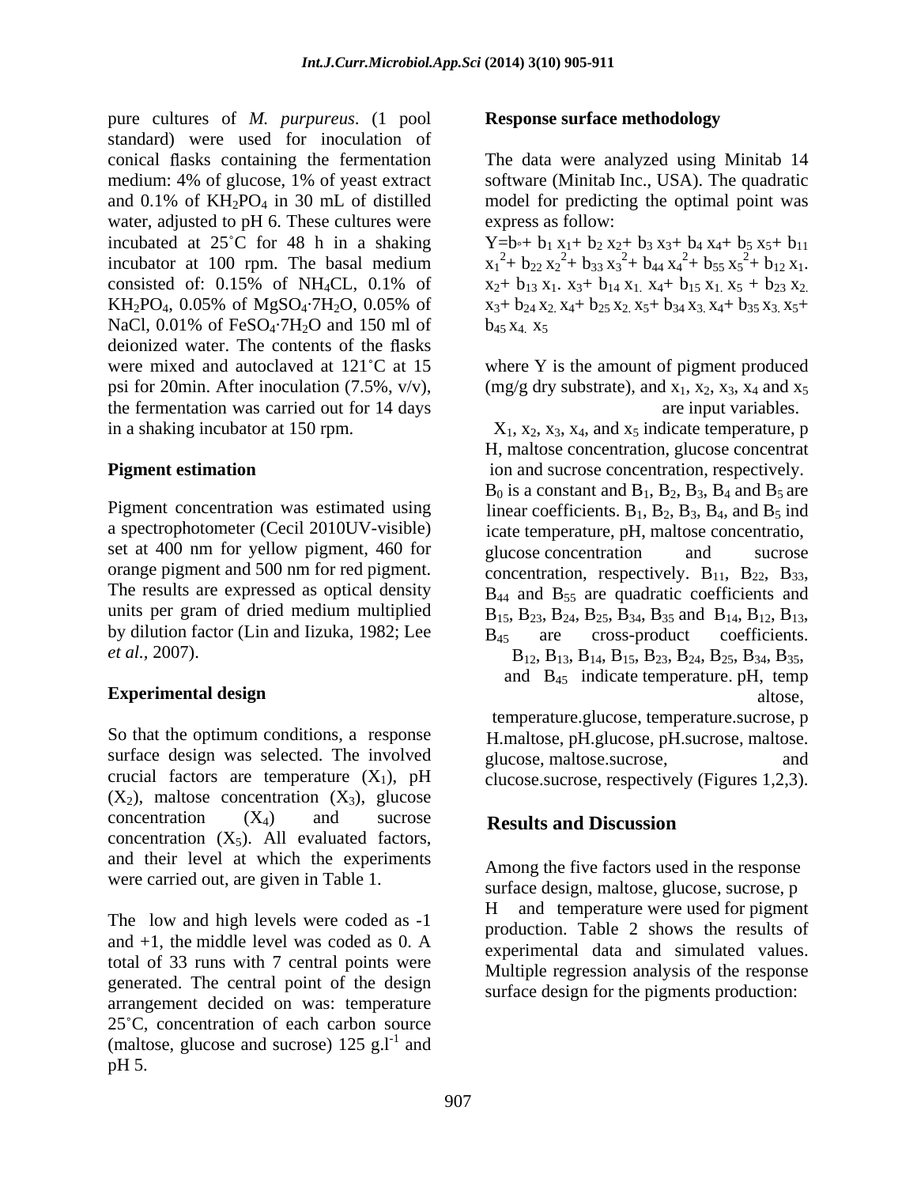pure cultures of *M. purpureus*. (1 pool standard) were used for inoculation of conical flasks containing the fermentation medium: 4% of glucose, 1% of yeast extract and 0.1% of $KH_2PO_4$ in 30 mL of distilled water, adjusted to pH 6. These cultures were incubated at 25˚C for 48 h in a shaking incubator at 100 rpm. The basal medium consisted of: 0.15% of $NH_4CL$, 0.1% of $KH_2PO_4$, 0.05% of $MgSO_4·7H_2O$, 0.05% of NaCl, 0.01% of $FeSO_4·7H_2O$ and 150 ml of deionized water. The contents of the flasks were mixed and autoclaved at 121˚C at 15 psi for 20min. After inoculation (7.5%, v/v), the fermentation was carried out for 14 days in a shaking incubator at 150 rpm.

## Pigment estimation

Pigment concentration was estimated using a spectrophotometer (Cecil 2010UV-visible) set at 400 nm for yellow pigment, 460 for orange pigment and 500 nm for red pigment. The results are expressed as optical density units per gram of dried medium multiplied by dilution factor (Lin and Iizuka, 1982; Lee *et al.*, 2007).

## Experimental design

So that the optimum conditions, a response surface design was selected. The involved crucial factors are temperature ($X_1$), pH ($X_2$), maltose concentration ($X_3$), glucose concentration ($X_4$) and sucrose concentration ($X_5$). All evaluated factors, and their level at which the experiments were carried out, are given in Table 1.

The low and high levels were coded as -1 and +1, the middle level was coded as 0. A total of 33 runs with 7 central points were generated. The central point of the design arrangement decided on was: temperature 25˚C, concentration of each carbon source (maltose, glucose and sucrose) 125 $g.l^{-1}$ and pH 5.

## Response surface methodology

The data were analyzed using Minitab 14 software (Minitab Inc., USA). The quadratic model for predicting the optimal point was express as follow:

$$Y=b_0+ b_1 x_1+ b_2 x_2+ b_3 x_3+ b_4 x_4+ b_5 x_5+ b_{11} x_1^2+ b_{22} x_2^2+ b_{33} x_3^2+ b_{44} x_4^2+ b_{55} x_5^2+ b_{12} x_1. x_2+ b_{13} x_1. x_3+ b_{14} x_1. x_4+ b_{15} x_1. x_5 + b_{23} x_2. x_3+ b_{24} x_2. x_4+ b_{25} x_2. x_5+ b_{34} x_3. x_4+ b_{35} x_3. x_5+ b_{45} x_4. x_5$$

where Y is the amount of pigment produced (mg/g dry substrate), and $x_1$, $x_2$, $x_3$, $x_4$ and $x_5$ are input variables.

$X_1$, $x_2$, $x_3$, $x_4$, and $x_5$ indicate temperature, p H, maltose concentration, glucose concentrat ion and sucrose concentration, respectively. $B_0$ is a constant and $B_1$, $B_2$, $B_3$, $B_4$ and $B_5$ are linear coefficients. $B_1$, $B_2$, $B_3$, $B_4$, and $B_5$ ind icate temperature, pH, maltose concentratio, glucose concentration and sucrose concentration, respectively. $B_{11}$, $B_{22}$, $B_{33}$, $B_{44}$ and $B_{55}$ are quadratic coefficients and $B_{15}$, $B_{23}$, $B_{24}$, $B_{25}$, $B_{34}$, $B_{35}$ and $B_{14}$, $B_{12}$, $B_{13}$, $B_{45}$ are cross-product coefficients. $B_{12}$, $B_{13}$, $B_{14}$, $B_{15}$, $B_{23}$, $B_{24}$, $B_{25}$, $B_{34}$, $B_{35}$, and $B_{45}$ indicate temperature. pH, temp altose, temperature.glucose, temperature.sucrose, p H.maltose, pH.glucose, pH.sucrose, maltose. glucose, maltose.sucrose, and clucose.sucrose, respectively (Figures 1,2,3).

## Results and Discussion

Among the five factors used in the response surface design, maltose, glucose, sucrose, p H and temperature were used for pigment production. Table 2 shows the results of experimental data and simulated values. Multiple regression analysis of the response surface design for the pigments production: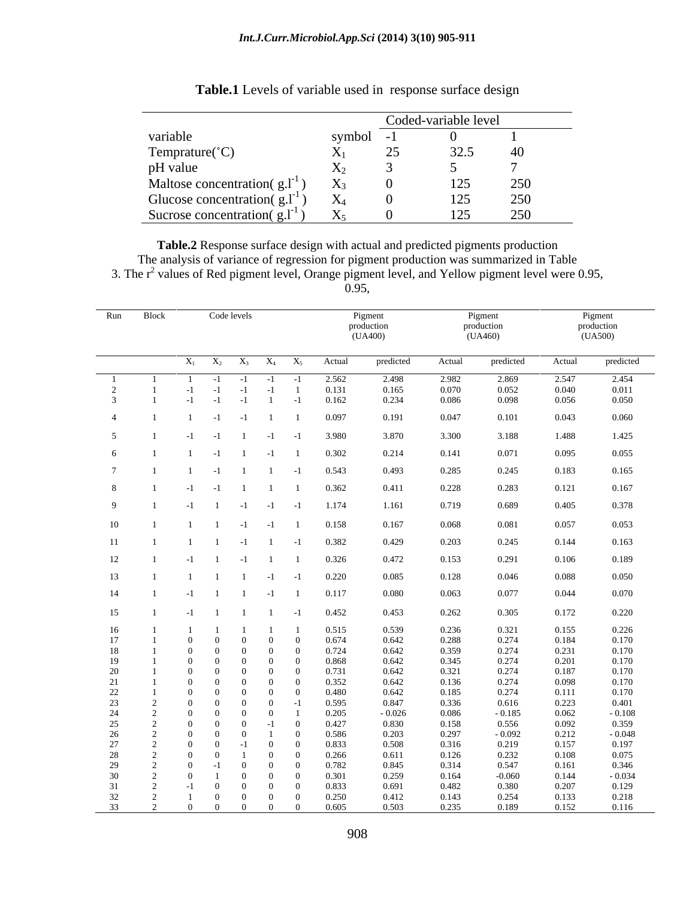**Table.1** Levels of variable used in response surface design

| variable | symbol | Coded-variable level | | |
|---|---|---|---|---|
| | | -1 | 0 | 1 |
| Temprature(˚C) | $X_1$ | 25 | 32.5 | 40 |
| pH value | $X_2$ | 3 | 5 | 7 |
| Maltose concentration( $g.l^{-1}$ ) | $X_3$ | 0 | 125 | 250 |
| Glucose concentration( $g.l^{-1}$ ) | $X_4$ | 0 | 125 | 250 |
| Sucrose concentration( $g.l^{-1}$ ) | $X_5$ | 0 | 125 | 250 |

**Table.2** Response surface design with actual and predicted pigments production

The analysis of variance of regression for pigment production was summarized in Table 3. The $r^2$ values of Red pigment level, Orange pigment level, and Yellow pigment level were 0.95, 0.95,

| Run | Block | Code levels | | | | | Pigment production (UA400) | | Pigment production (UA460) | | Pigment production (UA500) | |
|---|---|---|---|---|---|---|---|---|---|---|---|---|
| | | $X_1$ | $X_2$ | $X_3$ | $X_4$ | $X_5$ | Actual | predicted | Actual | predicted | Actual | predicted |
| 1 | 1 | 1 | -1 | -1 | -1 | -1 | 2.562 | 2.498 | 2.982 | 2.869 | 2.547 | 2.454 |
| 2 | 1 | -1 | -1 | -1 | -1 | 1 | 0.131 | 0.165 | 0.070 | 0.052 | 0.040 | 0.011 |
| 3 | 1 | -1 | -1 | -1 | 1 | -1 | 0.162 | 0.234 | 0.086 | 0.098 | 0.056 | 0.050 |
| 4 | 1 | 1 | -1 | -1 | 1 | 1 | 0.097 | 0.191 | 0.047 | 0.101 | 0.043 | 0.060 |
| 5 | 1 | -1 | -1 | 1 | -1 | -1 | 3.980 | 3.870 | 3.300 | 3.188 | 1.488 | 1.425 |
| 6 | 1 | 1 | -1 | 1 | -1 | 1 | 0.302 | 0.214 | 0.141 | 0.071 | 0.095 | 0.055 |
| 7 | 1 | 1 | -1 | 1 | 1 | -1 | 0.543 | 0.493 | 0.285 | 0.245 | 0.183 | 0.165 |
| 8 | 1 | -1 | -1 | 1 | 1 | 1 | 0.362 | 0.411 | 0.228 | 0.283 | 0.121 | 0.167 |
| 9 | 1 | -1 | 1 | -1 | -1 | -1 | 1.174 | 1.161 | 0.719 | 0.689 | 0.405 | 0.378 |
| 10 | 1 | 1 | 1 | -1 | -1 | 1 | 0.158 | 0.167 | 0.068 | 0.081 | 0.057 | 0.053 |
| 11 | 1 | 1 | 1 | -1 | 1 | -1 | 0.382 | 0.429 | 0.203 | 0.245 | 0.144 | 0.163 |
| 12 | 1 | -1 | 1 | -1 | 1 | 1 | 0.326 | 0.472 | 0.153 | 0.291 | 0.106 | 0.189 |
| 13 | 1 | 1 | 1 | 1 | -1 | -1 | 0.220 | 0.085 | 0.128 | 0.046 | 0.088 | 0.050 |
| 14 | 1 | -1 | 1 | 1 | -1 | 1 | 0.117 | 0.080 | 0.063 | 0.077 | 0.044 | 0.070 |
| 15 | 1 | -1 | 1 | 1 | 1 | -1 | 0.452 | 0.453 | 0.262 | 0.305 | 0.172 | 0.220 |
| 16 | 1 | 1 | 1 | 1 | 1 | 1 | 0.515 | 0.539 | 0.236 | 0.321 | 0.155 | 0.226 |
| 17 | 1 | 0 | 0 | 0 | 0 | 0 | 0.674 | 0.642 | 0.288 | 0.274 | 0.184 | 0.170 |
| 18 | 1 | 0 | 0 | 0 | 0 | 0 | 0.724 | 0.642 | 0.359 | 0.274 | 0.231 | 0.170 |
| 19 | 1 | 0 | 0 | 0 | 0 | 0 | 0.868 | 0.642 | 0.345 | 0.274 | 0.201 | 0.170 |
| 20 | 1 | 0 | 0 | 0 | 0 | 0 | 0.731 | 0.642 | 0.321 | 0.274 | 0.187 | 0.170 |
| 21 | 1 | 0 | 0 | 0 | 0 | 0 | 0.352 | 0.642 | 0.136 | 0.274 | 0.098 | 0.170 |
| 22 | 1 | 0 | 0 | 0 | 0 | 0 | 0.480 | 0.642 | 0.185 | 0.274 | 0.111 | 0.170 |
| 23 | 2 | 0 | 0 | 0 | 0 | -1 | 0.595 | 0.847 | 0.336 | 0.616 | 0.223 | 0.401 |
| 24 | 2 | 0 | 0 | 0 | 0 | 1 | 0.205 | - 0.026 | 0.086 | - 0.185 | 0.062 | - 0.108 |
| 25 | 2 | 0 | 0 | 0 | -1 | 0 | 0.427 | 0.830 | 0.158 | 0.556 | 0.092 | 0.359 |
| 26 | 2 | 0 | 0 | 0 | 1 | 0 | 0.586 | 0.203 | 0.297 | - 0.092 | 0.212 | - 0.048 |
| 27 | 2 | 0 | 0 | -1 | 0 | 0 | 0.833 | 0.508 | 0.316 | 0.219 | 0.157 | 0.197 |
| 28 | 2 | 0 | 0 | 1 | 0 | 0 | 0.266 | 0.611 | 0.126 | 0.232 | 0.108 | 0.075 |
| 29 | 2 | 0 | -1 | 0 | 0 | 0 | 0.782 | 0.845 | 0.314 | 0.547 | 0.161 | 0.346 |
| 30 | 2 | 0 | 1 | 0 | 0 | 0 | 0.301 | 0.259 | 0.164 | -0.060 | 0.144 | - 0.034 |
| 31 | 2 | -1 | 0 | 0 | 0 | 0 | 0.833 | 0.691 | 0.482 | 0.380 | 0.207 | 0.129 |
| 32 | 2 | 1 | 0 | 0 | 0 | 0 | 0.250 | 0.412 | 0.143 | 0.254 | 0.133 | 0.218 |
| 33 | 2 | 0 | 0 | 0 | 0 | 0 | 0.605 | 0.503 | 0.235 | 0.189 | 0.152 | 0.116 |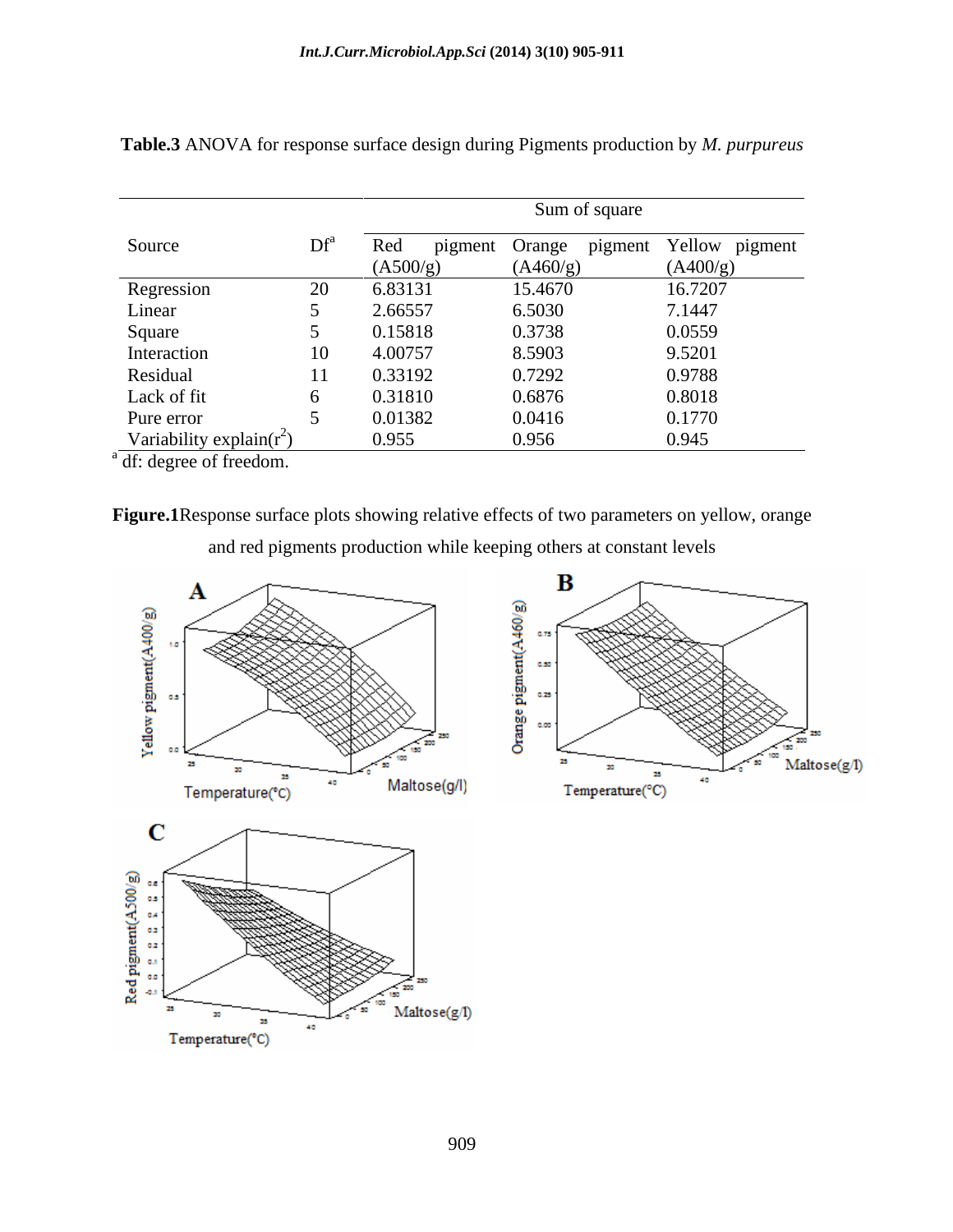**Table.3** ANOVA for response surface design during Pigments production by *M. purpureus*

| Source | Df[a] | Sum of square | | |
|---|---|---|---|---|
| | | Red pigment (A500/g) | Orange pigment (A460/g) | Yellow pigment (A400/g) |
| Regression | 20 | 6.83131 | 15.4670 | 16.7207 |
| Linear | 5 | 2.66557 | 6.5030 | 7.1447 |
| Square | 5 | 0.15818 | 0.3738 | 0.0559 |
| Interaction | 10 | 4.00757 | 8.5903 | 9.5201 |
| Residual | 11 | 0.33192 | 0.7292 | 0.9788 |
| Lack of fit | 6 | 0.31810 | 0.6876 | 0.8018 |
| Pure error | 5 | 0.01382 | 0.0416 | 0.1770 |
| Variability explain($r^2$) | | 0.955 | 0.956 | 0.945 |

[a] df: degree of freedom.

**Figure.1** Response surface plots showing relative effects of two parameters on yellow, orange and red pigments production while keeping others at constant levels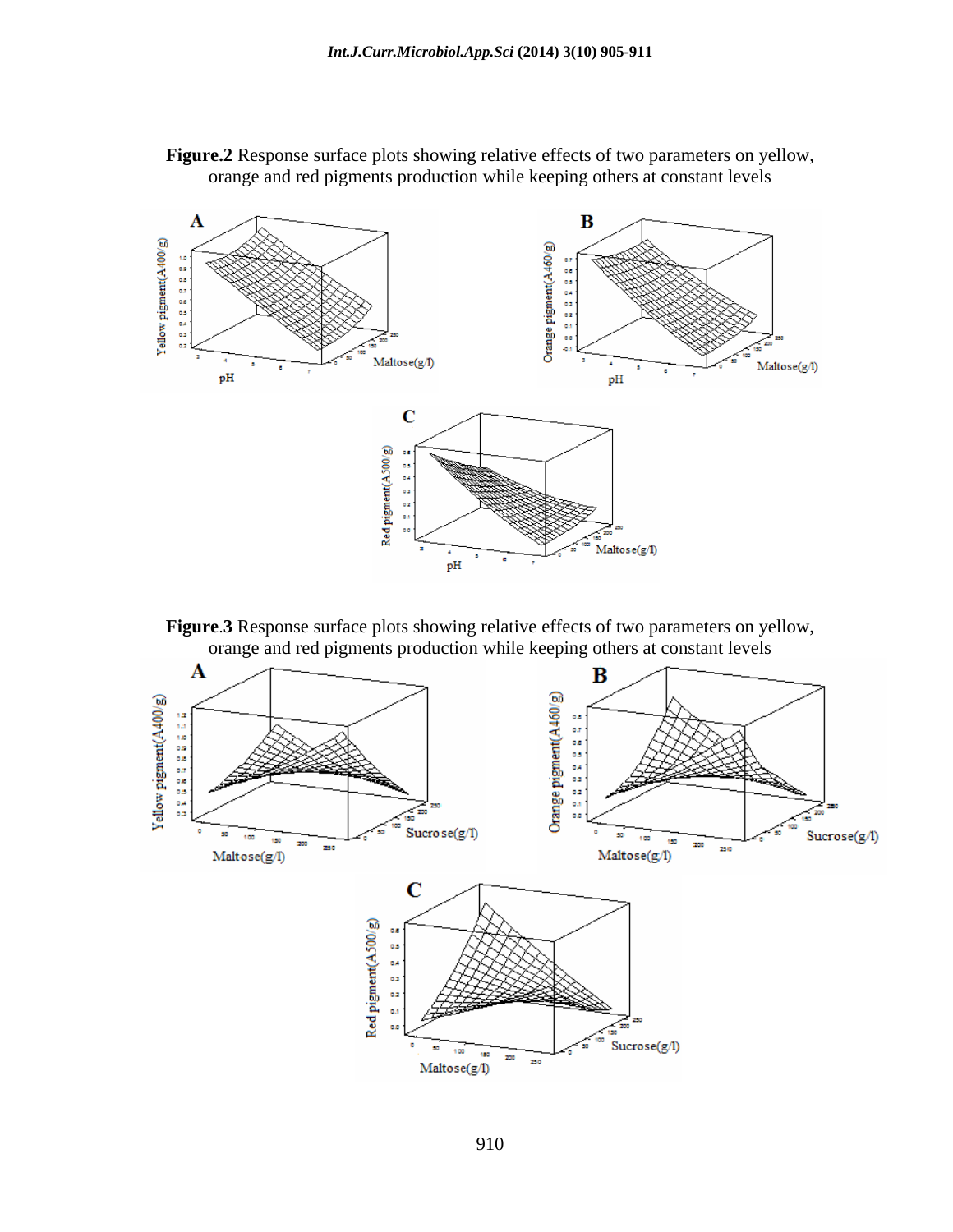**Figure.2** Response surface plots showing relative effects of two parameters on yellow, orange and red pigments production while keeping others at constant levels

**Figure.3** Response surface plots showing relative effects of two parameters on yellow, orange and red pigments production while keeping others at constant levels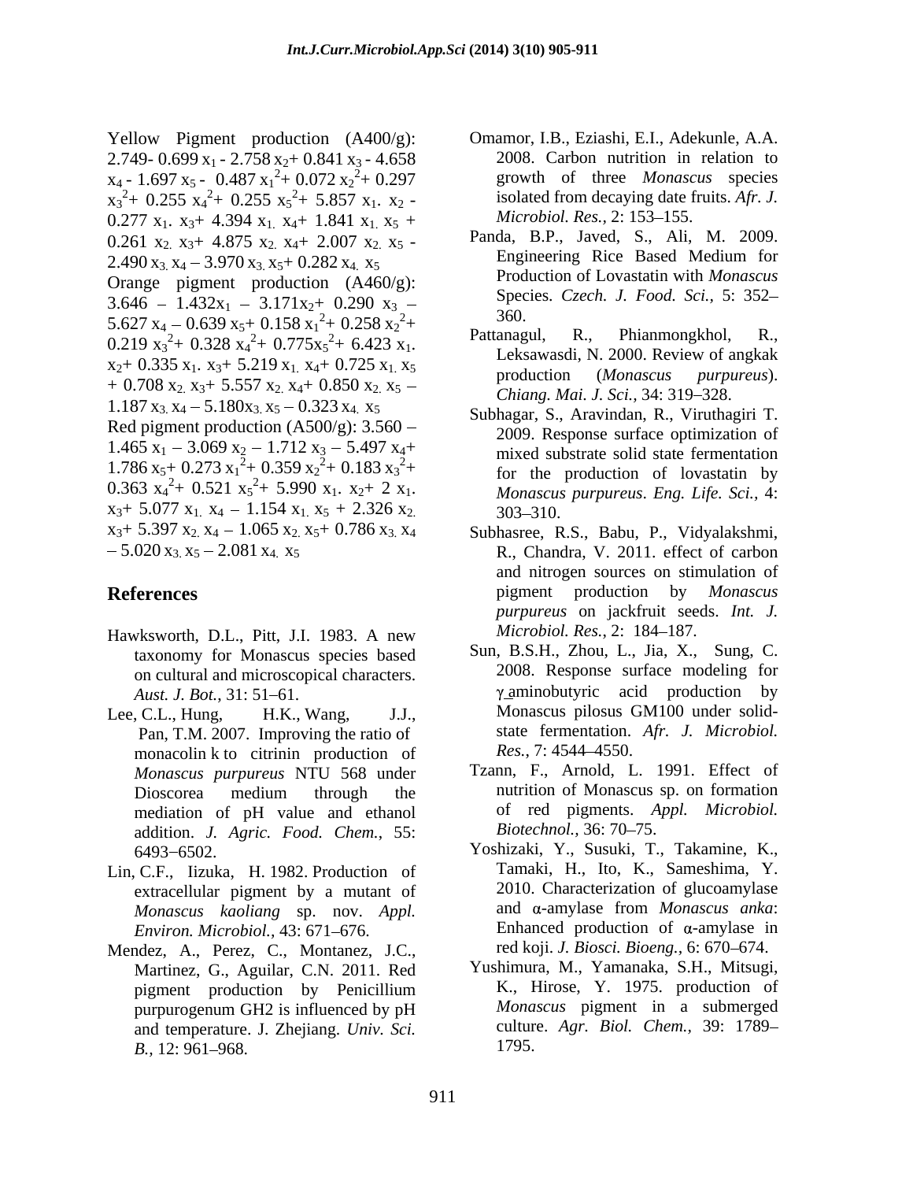Yellow Pigment production (A400/g): $2.749 - 0.699\,x_1 - 2.758\,x_2 + 0.841\,x_3 - 4.658\,x_4 - 1.697\,x_5 - 0.487\,x_1^2 + 0.072\,x_2^2 + 0.297\,x_3^2 + 0.255\,x_4^2 + 0.255\,x_5^2 + 5.857\,x_1.\,x_2 - 0.277\,x_1.\,x_3 + 4.394\,x_1.\,x_4 + 1.841\,x_1.\,x_5 + 0.261\,x_2.\,x_3 + 4.875\,x_2.\,x_4 + 2.007\,x_2.\,x_5 - 2.490\,x_3.\,x_4 - 3.970\,x_3.\,x_5 + 0.282\,x_4.\,x_5$

Orange pigment production (A460/g): $3.646 - 1.432x_1 - 3.171x_2 + 0.290\,x_3 - 5.627\,x_4 - 0.639\,x_5 + 0.158\,x_1^2 + 0.258\,x_2^2 + 0.219\,x_3^2 + 0.328\,x_4^2 + 0.775x_5^2 + 6.423\,x_1.\,x_2 + 0.335\,x_1.\,x_3 + 5.219\,x_1.\,x_4 + 0.725\,x_1.\,x_5 + 0.708\,x_2.\,x_3 + 5.557\,x_2.\,x_4 + 0.850\,x_2.\,x_5 - 1.187\,x_3.\,x_4 - 5.180x_3.\,x_5 - 0.323\,x_4.\,x_5$

Red pigment production (A500/g): $3.560 - 1.465\,x_1 - 3.069\,x_2 - 1.712\,x_3 - 5.497\,x_4 + 1.786\,x_5 + 0.273\,x_1^2 + 0.359\,x_2^2 + 0.183\,x_3^2 + 0.363\,x_4^2 + 0.521\,x_5^2 + 5.990\,x_1.\,x_2 + 2\,x_1.\,x_3 + 5.077\,x_1.\,x_4 - 1.154\,x_1.\,x_5 + 2.326\,x_2.\,x_3 + 5.397\,x_2.\,x_4 - 1.065\,x_2.\,x_5 + 0.786\,x_3.\,x_4 - 5.020\,x_3.\,x_5 - 2.081\,x_4.\,x_5$

## References

Hawksworth, D.L., Pitt, J.I. 1983. A new taxonomy for Monascus species based on cultural and microscopical characters. *Aust. J. Bot.,* 31: 51–61.

Lee, C.L., Hung, H.K., Wang, J.J., Pan, T.M. 2007. Improving the ratio of monacolin k to citrinin production of *Monascus purpureus* NTU 568 under Dioscorea medium through the mediation of pH value and ethanol addition. *J. Agric. Food. Chem.,* 55: 6493–6502.

Lin, C.F., Iizuka, H. 1982. Production of extracellular pigment by a mutant of *Monascus kaoliang* sp. nov. *Appl. Environ. Microbiol.,* 43: 671–676.

Mendez, A., Perez, C., Montanez, J.C., Martinez, G., Aguilar, C.N. 2011. Red pigment production by Penicillium purpurogenum GH2 is influenced by pH and temperature. J. Zhejiang. *Univ. Sci. B.,* 12: 961–968.

Omamor, I.B., Eziashi, E.I., Adekunle, A.A. 2008. Carbon nutrition in relation to growth of three *Monascus* species isolated from decaying date fruits. *Afr. J. Microbiol. Res.,* 2: 153–155.

Panda, B.P., Javed, S., Ali, M. 2009. Engineering Rice Based Medium for Production of Lovastatin with *Monascus* Species. *Czech. J. Food. Sci.,* 5: 352–360.

Pattanagul, R., Phianmongkhol, R., Leksawasdi, N. 2000. Review of angkak production (*Monascus purpureus*). *Chiang. Mai. J. Sci.,* 34: 319–328.

Subhagar, S., Aravindan, R., Viruthagiri T. 2009. Response surface optimization of mixed substrate solid state fermentation for the production of lovastatin by *Monascus purpureus*. *Eng. Life. Sci.,* 4: 303–310.

Subhasree, R.S., Babu, P., Vidyalakshmi, R., Chandra, V. 2011. effect of carbon and nitrogen sources on stimulation of pigment production by *Monascus purpureus* on jackfruit seeds. *Int. J. Microbiol. Res.,* 2: 184–187.

Sun, B.S.H., Zhou, L., Jia, X., Sung, C. 2008. Response surface modeling for γ aminobutyric acid production by Monascus pilosus GM100 under solid-state fermentation. *Afr. J. Microbiol. Res.,* 7: 4544–4550.

Tzann, F., Arnold, L. 1991. Effect of nutrition of Monascus sp. on formation of red pigments. *Appl. Microbiol. Biotechnol.,* 36: 70–75.

Yoshizaki, Y., Susuki, T., Takamine, K., Tamaki, H., Ito, K., Sameshima, Y. 2010. Characterization of glucoamylase and α-amylase from *Monascus anka*: Enhanced production of α-amylase in red koji. *J. Biosci. Bioeng.,* 6: 670–674.

Yushimura, M., Yamanaka, S.H., Mitsugi, K., Hirose, Y. 1975. production of *Monascus* pigment in a submerged culture. *Agr. Biol. Chem.,* 39: 1789–1795.